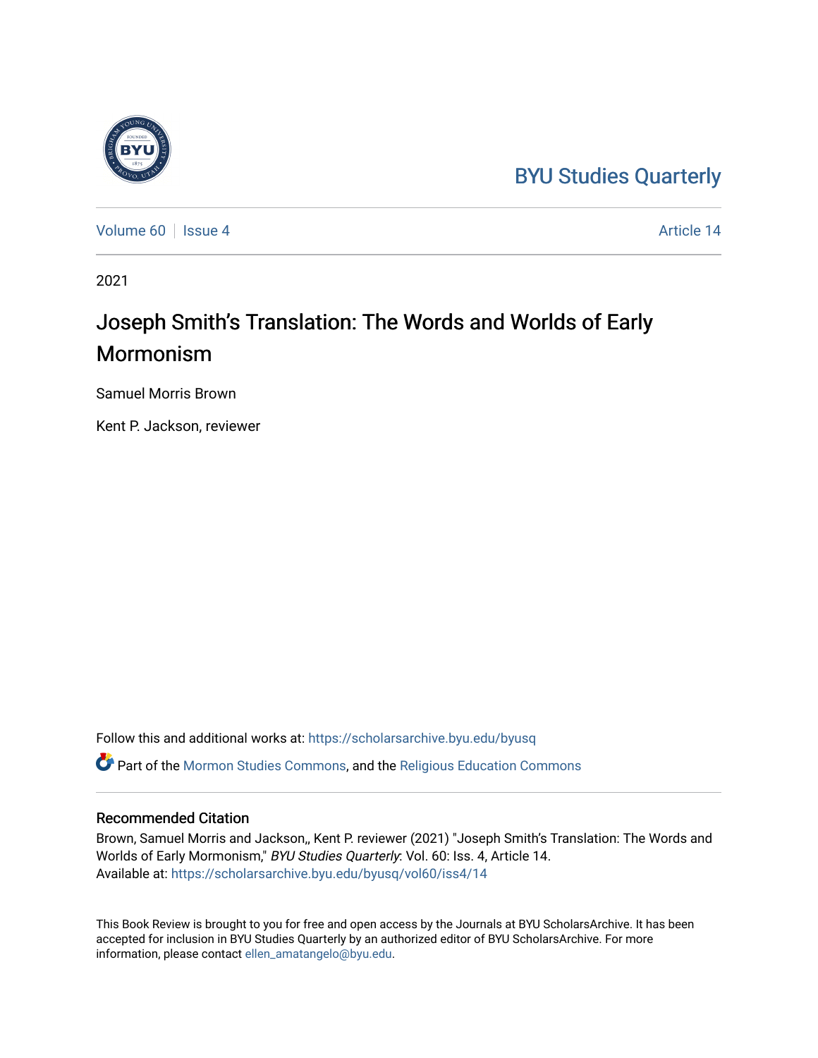BYU Studies Quarterly

Volume 60 | Issue 4 | Article 14

2021

# Joseph Smith's Translation: The Words and Worlds of Early Mormonism

Samuel Morris Brown

Kent P. Jackson, reviewer

Follow this and additional works at: https://scholarsarchive.byu.edu/byusq

Part of the Mormon Studies Commons, and the Religious Education Commons

## Recommended Citation

Brown, Samuel Morris and Jackson,, Kent P. reviewer (2021) "Joseph Smith's Translation: The Words and Worlds of Early Mormonism," *BYU Studies Quarterly*: Vol. 60: Iss. 4, Article 14.
Available at: https://scholarsarchive.byu.edu/byusq/vol60/iss4/14

This Book Review is brought to you for free and open access by the Journals at BYU ScholarsArchive. It has been accepted for inclusion in BYU Studies Quarterly by an authorized editor of BYU ScholarsArchive. For more information, please contact ellen_amatangelo@byu.edu.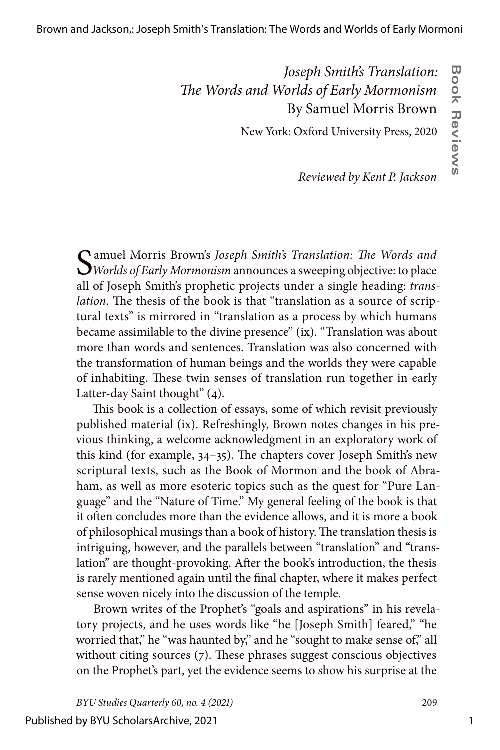*Joseph Smith's Translation: The Words and Worlds of Early Mormonism*
By Samuel Morris Brown

New York: Oxford University Press, 2020

*Reviewed by Kent P. Jackson*

Samuel Morris Brown's *Joseph Smith's Translation: The Words and Worlds of Early Mormonism* announces a sweeping objective: to place all of Joseph Smith's prophetic projects under a single heading: *translation*. The thesis of the book is that "translation as a source of scriptural texts" is mirrored in "translation as a process by which humans became assimilable to the divine presence" (ix). "Translation was about more than words and sentences. Translation was also concerned with the transformation of human beings and the worlds they were capable of inhabiting. These twin senses of translation run together in early Latter-day Saint thought" (4).

This book is a collection of essays, some of which revisit previously published material (ix). Refreshingly, Brown notes changes in his previous thinking, a welcome acknowledgment in an exploratory work of this kind (for example, 34–35). The chapters cover Joseph Smith's new scriptural texts, such as the Book of Mormon and the book of Abraham, as well as more esoteric topics such as the quest for "Pure Language" and the "Nature of Time." My general feeling of the book is that it often concludes more than the evidence allows, and it is more a book of philosophical musings than a book of history. The translation thesis is intriguing, however, and the parallels between "translation" and "translation" are thought-provoking. After the book's introduction, the thesis is rarely mentioned again until the final chapter, where it makes perfect sense woven nicely into the discussion of the temple.

Brown writes of the Prophet's "goals and aspirations" in his revelatory projects, and he uses words like "he [Joseph Smith] feared," "he worried that," he "was haunted by," and he "sought to make sense of," all without citing sources (7). These phrases suggest conscious objectives on the Prophet's part, yet the evidence seems to show his surprise at the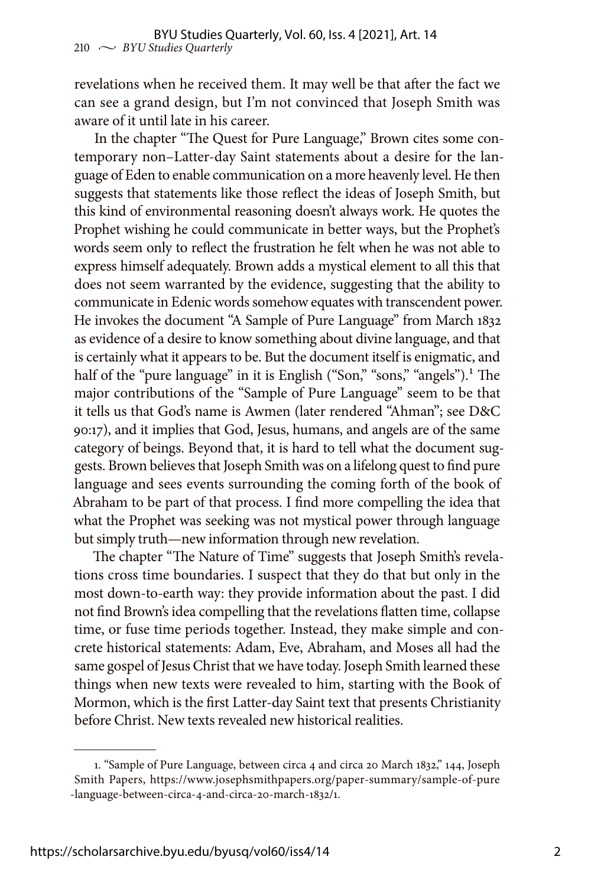revelations when he received them. It may well be that after the fact we can see a grand design, but I'm not convinced that Joseph Smith was aware of it until late in his career.

In the chapter "The Quest for Pure Language," Brown cites some contemporary non–Latter-day Saint statements about a desire for the language of Eden to enable communication on a more heavenly level. He then suggests that statements like those reflect the ideas of Joseph Smith, but this kind of environmental reasoning doesn't always work. He quotes the Prophet wishing he could communicate in better ways, but the Prophet's words seem only to reflect the frustration he felt when he was not able to express himself adequately. Brown adds a mystical element to all this that does not seem warranted by the evidence, suggesting that the ability to communicate in Edenic words somehow equates with transcendent power. He invokes the document "A Sample of Pure Language" from March 1832 as evidence of a desire to know something about divine language, and that is certainly what it appears to be. But the document itself is enigmatic, and half of the "pure language" in it is English ("Son," "sons," "angels").[1] The major contributions of the "Sample of Pure Language" seem to be that it tells us that God's name is Awmen (later rendered "Ahman"; see D&C 90:17), and it implies that God, Jesus, humans, and angels are of the same category of beings. Beyond that, it is hard to tell what the document suggests. Brown believes that Joseph Smith was on a lifelong quest to find pure language and sees events surrounding the coming forth of the book of Abraham to be part of that process. I find more compelling the idea that what the Prophet was seeking was not mystical power through language but simply truth—new information through new revelation.

The chapter "The Nature of Time" suggests that Joseph Smith's revelations cross time boundaries. I suspect that they do that but only in the most down-to-earth way: they provide information about the past. I did not find Brown's idea compelling that the revelations flatten time, collapse time, or fuse time periods together. Instead, they make simple and concrete historical statements: Adam, Eve, Abraham, and Moses all had the same gospel of Jesus Christ that we have today. Joseph Smith learned these things when new texts were revealed to him, starting with the Book of Mormon, which is the first Latter-day Saint text that presents Christianity before Christ. New texts revealed new historical realities.

---

1. "Sample of Pure Language, between circa 4 and circa 20 March 1832," 144, Joseph Smith Papers, https://www.josephsmithpapers.org/paper-summary/sample-of-pure-language-between-circa-4-and-circa-20-march-1832/1.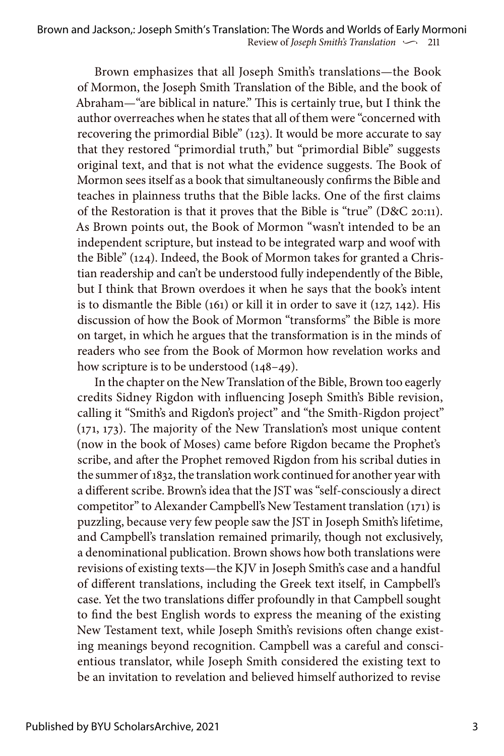Brown emphasizes that all Joseph Smith's translations—the Book of Mormon, the Joseph Smith Translation of the Bible, and the book of Abraham—"are biblical in nature." This is certainly true, but I think the author overreaches when he states that all of them were "concerned with recovering the primordial Bible" (123). It would be more accurate to say that they restored "primordial truth," but "primordial Bible" suggests original text, and that is not what the evidence suggests. The Book of Mormon sees itself as a book that simultaneously confirms the Bible and teaches in plainness truths that the Bible lacks. One of the first claims of the Restoration is that it proves that the Bible is "true" (D&C 20:11). As Brown points out, the Book of Mormon "wasn't intended to be an independent scripture, but instead to be integrated warp and woof with the Bible" (124). Indeed, the Book of Mormon takes for granted a Christian readership and can't be understood fully independently of the Bible, but I think that Brown overdoes it when he says that the book's intent is to dismantle the Bible (161) or kill it in order to save it (127, 142). His discussion of how the Book of Mormon "transforms" the Bible is more on target, in which he argues that the transformation is in the minds of readers who see from the Book of Mormon how revelation works and how scripture is to be understood (148–49).

In the chapter on the New Translation of the Bible, Brown too eagerly credits Sidney Rigdon with influencing Joseph Smith's Bible revision, calling it "Smith's and Rigdon's project" and "the Smith-Rigdon project" (171, 173). The majority of the New Translation's most unique content (now in the book of Moses) came before Rigdon became the Prophet's scribe, and after the Prophet removed Rigdon from his scribal duties in the summer of 1832, the translation work continued for another year with a different scribe. Brown's idea that the JST was "self-consciously a direct competitor" to Alexander Campbell's New Testament translation (171) is puzzling, because very few people saw the JST in Joseph Smith's lifetime, and Campbell's translation remained primarily, though not exclusively, a denominational publication. Brown shows how both translations were revisions of existing texts—the KJV in Joseph Smith's case and a handful of different translations, including the Greek text itself, in Campbell's case. Yet the two translations differ profoundly in that Campbell sought to find the best English words to express the meaning of the existing New Testament text, while Joseph Smith's revisions often change existing meanings beyond recognition. Campbell was a careful and conscientious translator, while Joseph Smith considered the existing text to be an invitation to revelation and believed himself authorized to revise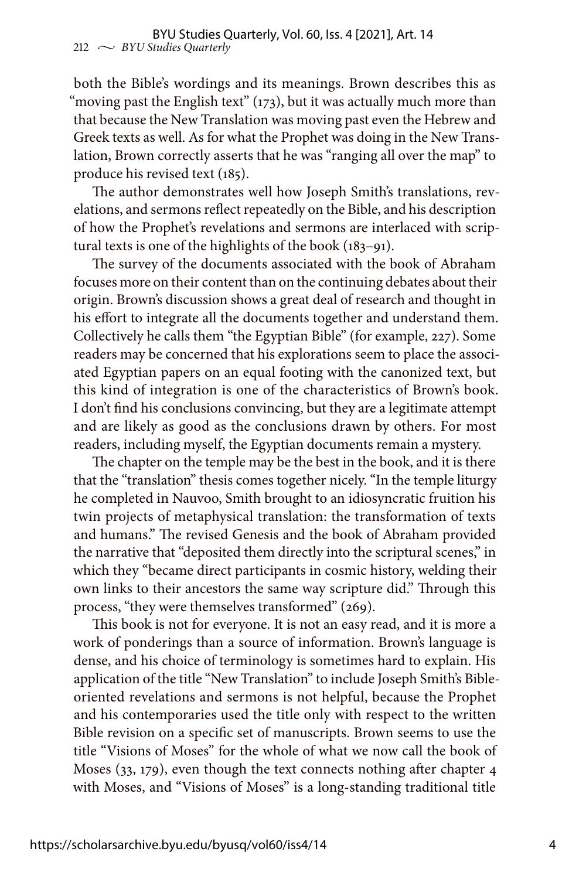both the Bible's wordings and its meanings. Brown describes this as "moving past the English text" (173), but it was actually much more than that because the New Translation was moving past even the Hebrew and Greek texts as well. As for what the Prophet was doing in the New Translation, Brown correctly asserts that he was "ranging all over the map" to produce his revised text (185).

The author demonstrates well how Joseph Smith's translations, revelations, and sermons reflect repeatedly on the Bible, and his description of how the Prophet's revelations and sermons are interlaced with scriptural texts is one of the highlights of the book (183–91).

The survey of the documents associated with the book of Abraham focuses more on their content than on the continuing debates about their origin. Brown's discussion shows a great deal of research and thought in his effort to integrate all the documents together and understand them. Collectively he calls them "the Egyptian Bible" (for example, 227). Some readers may be concerned that his explorations seem to place the associated Egyptian papers on an equal footing with the canonized text, but this kind of integration is one of the characteristics of Brown's book. I don't find his conclusions convincing, but they are a legitimate attempt and are likely as good as the conclusions drawn by others. For most readers, including myself, the Egyptian documents remain a mystery.

The chapter on the temple may be the best in the book, and it is there that the "translation" thesis comes together nicely. "In the temple liturgy he completed in Nauvoo, Smith brought to an idiosyncratic fruition his twin projects of metaphysical translation: the transformation of texts and humans." The revised Genesis and the book of Abraham provided the narrative that "deposited them directly into the scriptural scenes," in which they "became direct participants in cosmic history, welding their own links to their ancestors the same way scripture did." Through this process, "they were themselves transformed" (269).

This book is not for everyone. It is not an easy read, and it is more a work of ponderings than a source of information. Brown's language is dense, and his choice of terminology is sometimes hard to explain. His application of the title "New Translation" to include Joseph Smith's Bible-oriented revelations and sermons is not helpful, because the Prophet and his contemporaries used the title only with respect to the written Bible revision on a specific set of manuscripts. Brown seems to use the title "Visions of Moses" for the whole of what we now call the book of Moses (33, 179), even though the text connects nothing after chapter 4 with Moses, and "Visions of Moses" is a long-standing traditional title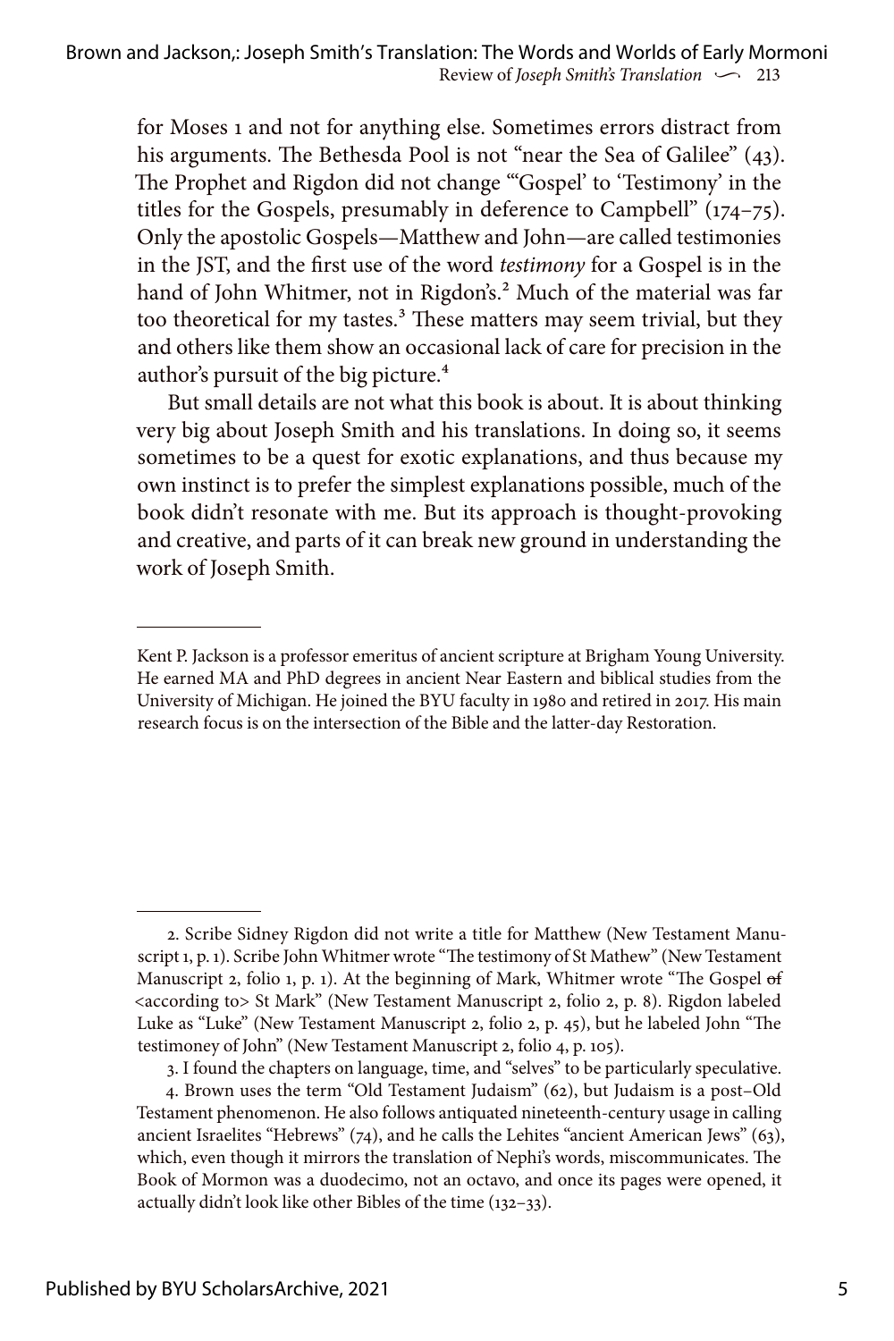for Moses 1 and not for anything else. Sometimes errors distract from his arguments. The Bethesda Pool is not "near the Sea of Galilee" (43). The Prophet and Rigdon did not change "'Gospel' to 'Testimony' in the titles for the Gospels, presumably in deference to Campbell" (174–75). Only the apostolic Gospels—Matthew and John—are called testimonies in the JST, and the first use of the word *testimony* for a Gospel is in the hand of John Whitmer, not in Rigdon's.[2] Much of the material was far too theoretical for my tastes.[3] These matters may seem trivial, but they and others like them show an occasional lack of care for precision in the author's pursuit of the big picture.[4]

But small details are not what this book is about. It is about thinking very big about Joseph Smith and his translations. In doing so, it seems sometimes to be a quest for exotic explanations, and thus because my own instinct is to prefer the simplest explanations possible, much of the book didn't resonate with me. But its approach is thought-provoking and creative, and parts of it can break new ground in understanding the work of Joseph Smith.

---

Kent P. Jackson is a professor emeritus of ancient scripture at Brigham Young University. He earned MA and PhD degrees in ancient Near Eastern and biblical studies from the University of Michigan. He joined the BYU faculty in 1980 and retired in 2017. His main research focus is on the intersection of the Bible and the latter-day Restoration.

---

2. Scribe Sidney Rigdon did not write a title for Matthew (New Testament Manuscript 1, p. 1). Scribe John Whitmer wrote "The testimony of St Mathew" (New Testament Manuscript 2, folio 1, p. 1). At the beginning of Mark, Whitmer wrote "The Gospel ~~of~~ <according to> St Mark" (New Testament Manuscript 2, folio 2, p. 8). Rigdon labeled Luke as "Luke" (New Testament Manuscript 2, folio 2, p. 45), but he labeled John "The testimoney of John" (New Testament Manuscript 2, folio 4, p. 105).

3. I found the chapters on language, time, and "selves" to be particularly speculative.

4. Brown uses the term "Old Testament Judaism" (62), but Judaism is a post–Old Testament phenomenon. He also follows antiquated nineteenth-century usage in calling ancient Israelites "Hebrews" (74), and he calls the Lehites "ancient American Jews" (63), which, even though it mirrors the translation of Nephi's words, miscommunicates. The Book of Mormon was a duodecimo, not an octavo, and once its pages were opened, it actually didn't look like other Bibles of the time (132–33).